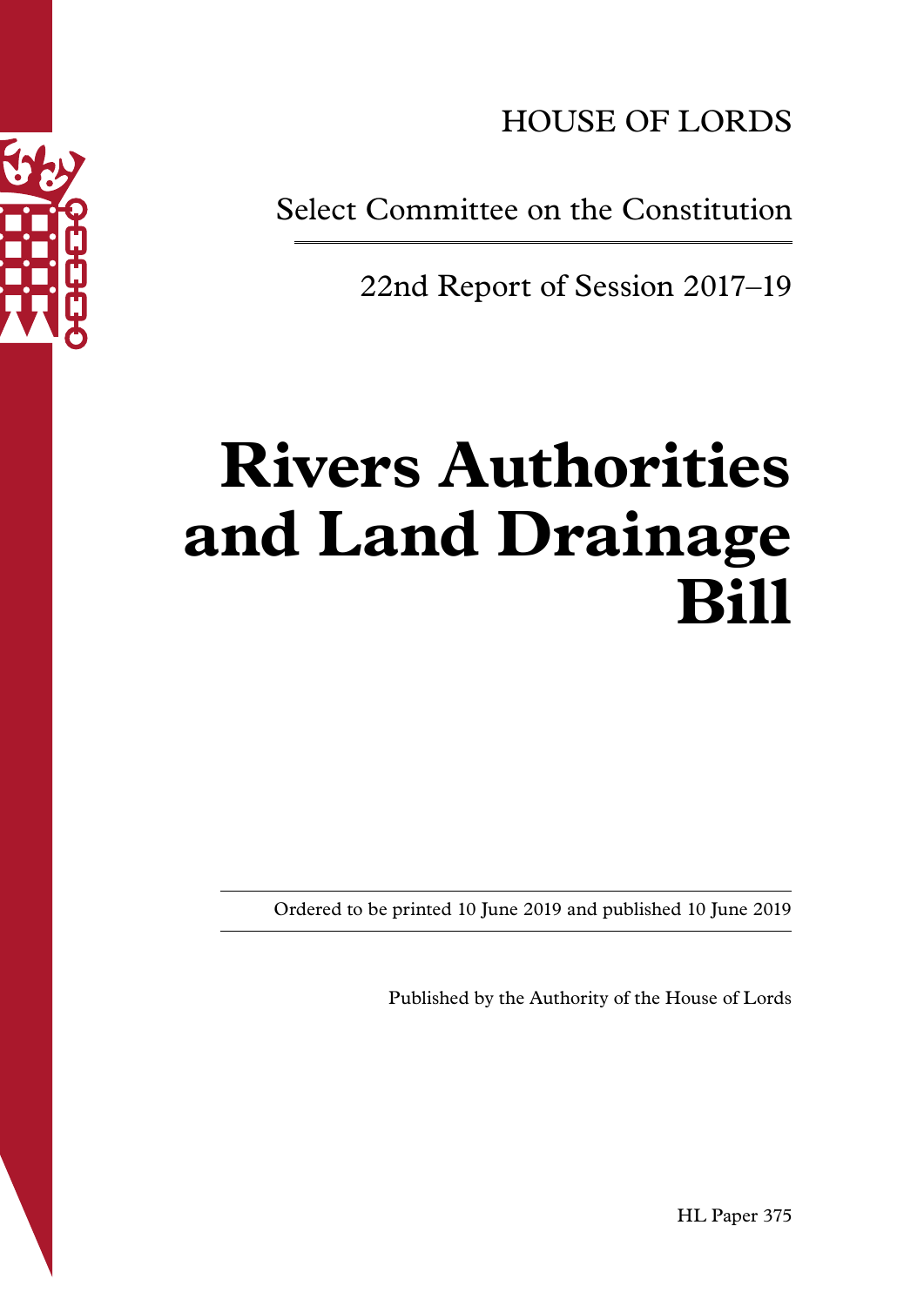HOUSE OF LORDS

Select Committee on the Constitution

22nd Report of Session 2017–19

# Rivers Authorities and Land Drainage Bill

Ordered to be printed 10 June 2019 and published 10 June 2019

Published by the Authority of the House of Lords

HL Paper 375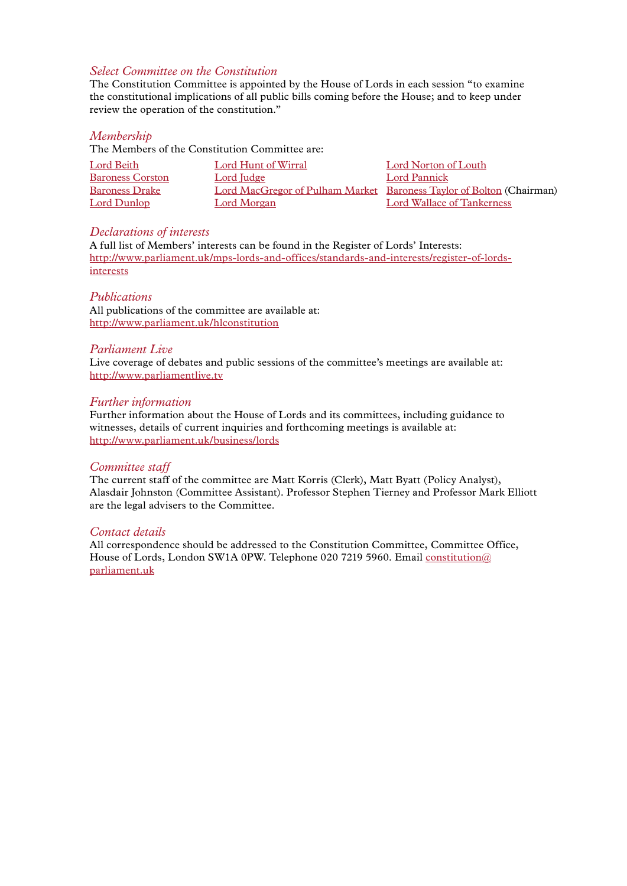## *Select Committee on the Constitution*

The Constitution Committee is appointed by the House of Lords in each session "to examine the constitutional implications of all public bills coming before the House; and to keep under review the operation of the constitution."

## *Membership*

The Members of the Constitution Committee are:

| | | |
|---|---|---|
| Lord Beith | Lord Hunt of Wirral | Lord Norton of Louth |
| Baroness Corston | Lord Judge | Lord Pannick |
| Baroness Drake | Lord MacGregor of Pulham Market | Baroness Taylor of Bolton (Chairman) |
| Lord Dunlop | Lord Morgan | Lord Wallace of Tankerness |

## *Declarations of interests*

A full list of Members' interests can be found in the Register of Lords' Interests:
http://www.parliament.uk/mps-lords-and-offices/standards-and-interests/register-of-lords-interests

## *Publications*

All publications of the committee are available at:
http://www.parliament.uk/hlconstitution

## *Parliament Live*

Live coverage of debates and public sessions of the committee's meetings are available at:
http://www.parliamentlive.tv

## *Further information*

Further information about the House of Lords and its committees, including guidance to witnesses, details of current inquiries and forthcoming meetings is available at:
http://www.parliament.uk/business/lords

## *Committee staff*

The current staff of the committee are Matt Korris (Clerk), Matt Byatt (Policy Analyst), Alasdair Johnston (Committee Assistant). Professor Stephen Tierney and Professor Mark Elliott are the legal advisers to the Committee.

## *Contact details*

All correspondence should be addressed to the Constitution Committee, Committee Office, House of Lords, London SW1A 0PW. Telephone 020 7219 5960. Email constitution@parliament.uk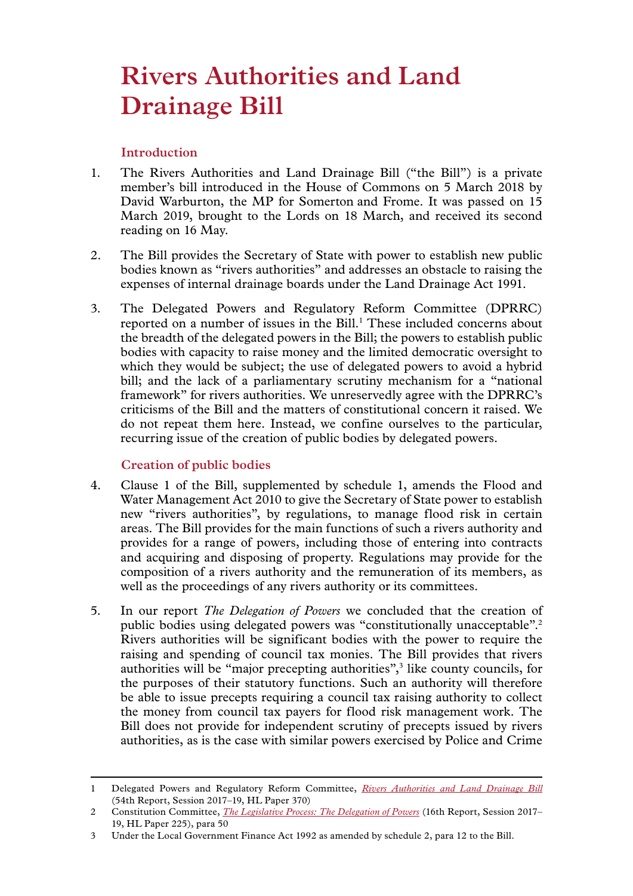# Rivers Authorities and Land Drainage Bill

## Introduction

1. The Rivers Authorities and Land Drainage Bill ("the Bill") is a private member's bill introduced in the House of Commons on 5 March 2018 by David Warburton, the MP for Somerton and Frome. It was passed on 15 March 2019, brought to the Lords on 18 March, and received its second reading on 16 May.

2. The Bill provides the Secretary of State with power to establish new public bodies known as "rivers authorities" and addresses an obstacle to raising the expenses of internal drainage boards under the Land Drainage Act 1991.

3. The Delegated Powers and Regulatory Reform Committee (DPRRC) reported on a number of issues in the Bill.[1] These included concerns about the breadth of the delegated powers in the Bill; the powers to establish public bodies with capacity to raise money and the limited democratic oversight to which they would be subject; the use of delegated powers to avoid a hybrid bill; and the lack of a parliamentary scrutiny mechanism for a "national framework" for rivers authorities. We unreservedly agree with the DPRRC's criticisms of the Bill and the matters of constitutional concern it raised. We do not repeat them here. Instead, we confine ourselves to the particular, recurring issue of the creation of public bodies by delegated powers.

## Creation of public bodies

4. Clause 1 of the Bill, supplemented by schedule 1, amends the Flood and Water Management Act 2010 to give the Secretary of State power to establish new "rivers authorities", by regulations, to manage flood risk in certain areas. The Bill provides for the main functions of such a rivers authority and provides for a range of powers, including those of entering into contracts and acquiring and disposing of property. Regulations may provide for the composition of a rivers authority and the remuneration of its members, as well as the proceedings of any rivers authority or its committees.

5. In our report *The Delegation of Powers* we concluded that the creation of public bodies using delegated powers was "constitutionally unacceptable".[2] Rivers authorities will be significant bodies with the power to require the raising and spending of council tax monies. The Bill provides that rivers authorities will be "major precepting authorities",[3] like county councils, for the purposes of their statutory functions. Such an authority will therefore be able to issue precepts requiring a council tax raising authority to collect the money from council tax payers for flood risk management work. The Bill does not provide for independent scrutiny of precepts issued by rivers authorities, as is the case with similar powers exercised by Police and Crime

---

1 Delegated Powers and Regulatory Reform Committee, *Rivers Authorities and Land Drainage Bill* (54th Report, Session 2017–19, HL Paper 370)

2 Constitution Committee, *The Legislative Process: The Delegation of Powers* (16th Report, Session 2017–19, HL Paper 225), para 50

3 Under the Local Government Finance Act 1992 as amended by schedule 2, para 12 to the Bill.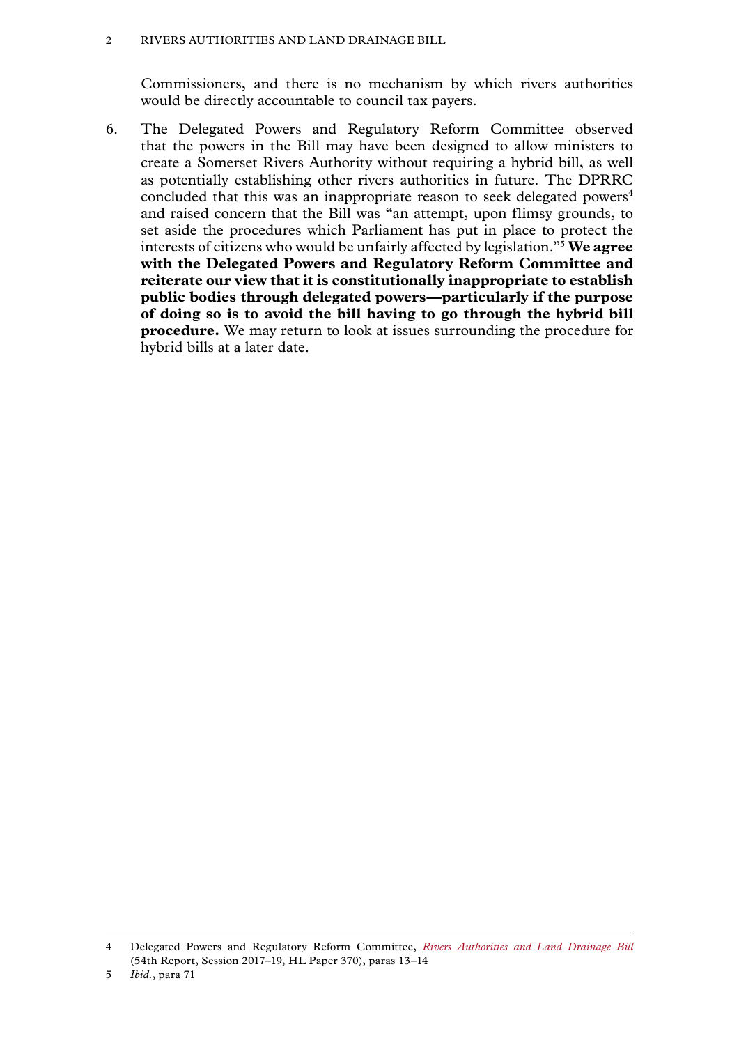Commissioners, and there is no mechanism by which rivers authorities would be directly accountable to council tax payers.

6. The Delegated Powers and Regulatory Reform Committee observed that the powers in the Bill may have been designed to allow ministers to create a Somerset Rivers Authority without requiring a hybrid bill, as well as potentially establishing other rivers authorities in future. The DPRRC concluded that this was an inappropriate reason to seek delegated powers[4] and raised concern that the Bill was "an attempt, upon flimsy grounds, to set aside the procedures which Parliament has put in place to protect the interests of citizens who would be unfairly affected by legislation."[5] **We agree with the Delegated Powers and Regulatory Reform Committee and reiterate our view that it is constitutionally inappropriate to establish public bodies through delegated powers—particularly if the purpose of doing so is to avoid the bill having to go through the hybrid bill procedure.** We may return to look at issues surrounding the procedure for hybrid bills at a later date.

---

4 Delegated Powers and Regulatory Reform Committee, *Rivers Authorities and Land Drainage Bill* (54th Report, Session 2017–19, HL Paper 370), paras 13–14

5 *Ibid.*, para 71